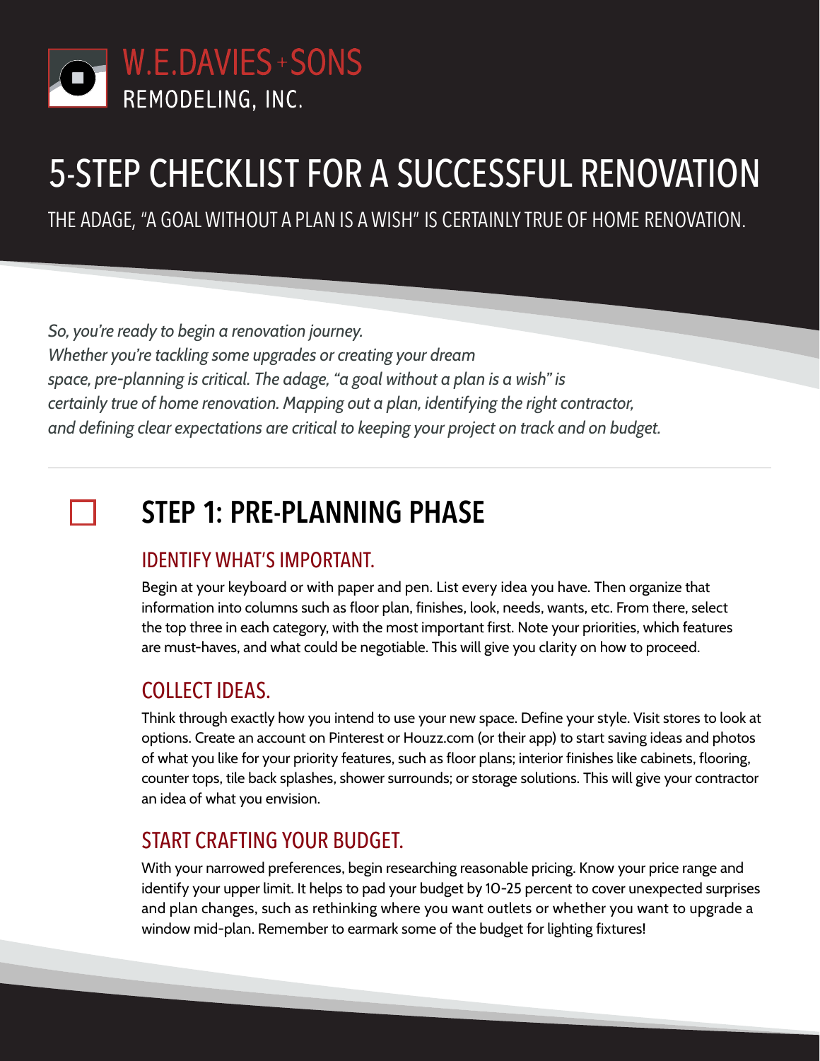W.E.DAVIES + SONS
REMODELING, INC.

# 5-STEP CHECKLIST FOR A SUCCESSFUL RENOVATION

THE ADAGE, "A GOAL WITHOUT A PLAN IS A WISH" IS CERTAINLY TRUE OF HOME RENOVATION.

*So, you're ready to begin a renovation journey.*
*Whether you're tackling some upgrades or creating your dream space, pre-planning is critical. The adage, "a goal without a plan is a wish" is certainly true of home renovation. Mapping out a plan, identifying the right contractor, and defining clear expectations are critical to keeping your project on track and on budget.*

---

## ☐ STEP 1: PRE-PLANNING PHASE

### IDENTIFY WHAT'S IMPORTANT.

Begin at your keyboard or with paper and pen. List every idea you have. Then organize that information into columns such as floor plan, finishes, look, needs, wants, etc. From there, select the top three in each category, with the most important first. Note your priorities, which features are must-haves, and what could be negotiable. This will give you clarity on how to proceed.

### COLLECT IDEAS.

Think through exactly how you intend to use your new space. Define your style. Visit stores to look at options. Create an account on Pinterest or Houzz.com (or their app) to start saving ideas and photos of what you like for your priority features, such as floor plans; interior finishes like cabinets, flooring, counter tops, tile back splashes, shower surrounds; or storage solutions. This will give your contractor an idea of what you envision.

### START CRAFTING YOUR BUDGET.

With your narrowed preferences, begin researching reasonable pricing. Know your price range and identify your upper limit. It helps to pad your budget by 10-25 percent to cover unexpected surprises and plan changes, such as rethinking where you want outlets or whether you want to upgrade a window mid-plan. Remember to earmark some of the budget for lighting fixtures!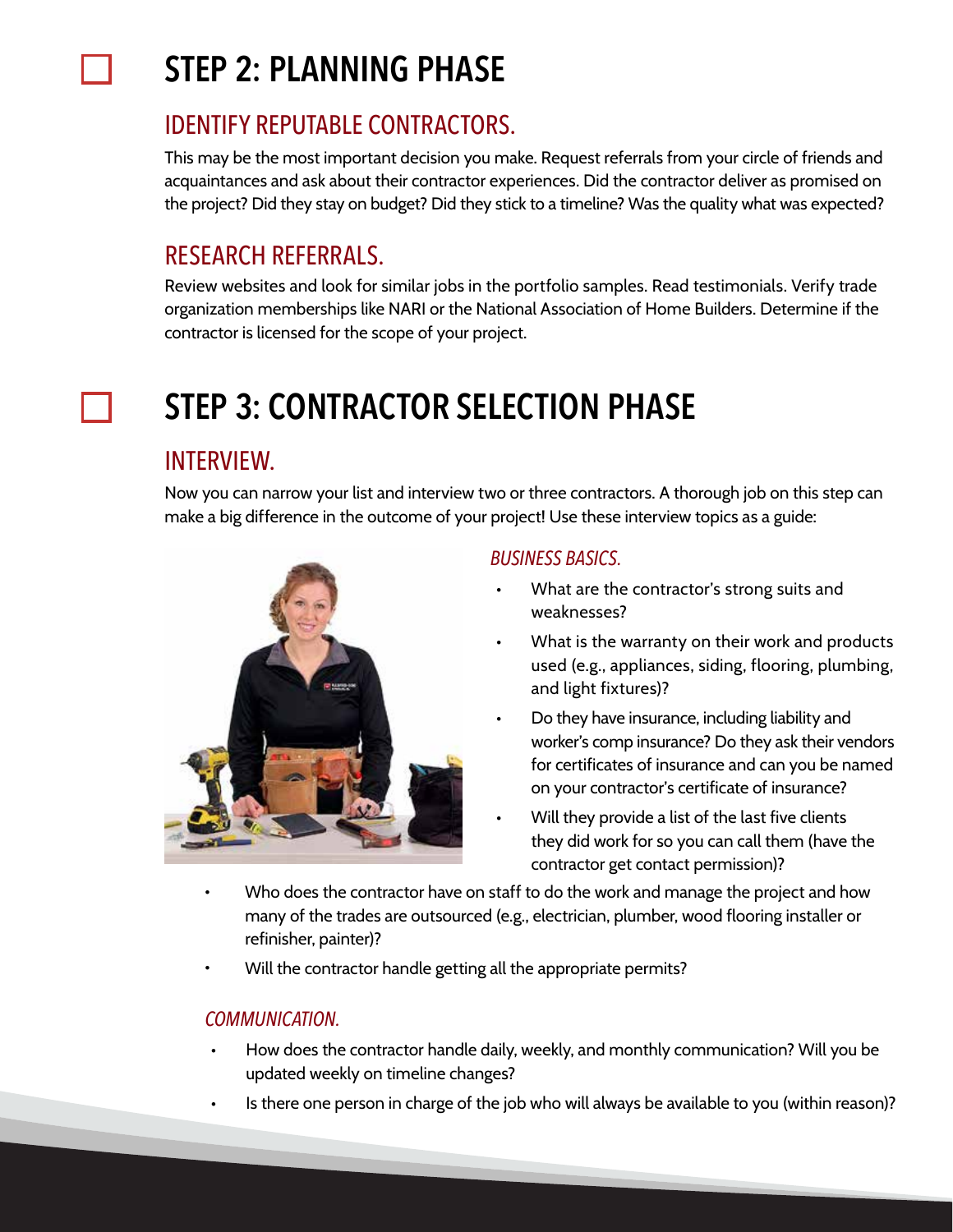# STEP 2: PLANNING PHASE

## IDENTIFY REPUTABLE CONTRACTORS.

This may be the most important decision you make. Request referrals from your circle of friends and acquaintances and ask about their contractor experiences. Did the contractor deliver as promised on the project? Did they stay on budget? Did they stick to a timeline? Was the quality what was expected?

## RESEARCH REFERRALS.

Review websites and look for similar jobs in the portfolio samples. Read testimonials. Verify trade organization memberships like NARI or the National Association of Home Builders. Determine if the contractor is licensed for the scope of your project.

# STEP 3: CONTRACTOR SELECTION PHASE

## INTERVIEW.

Now you can narrow your list and interview two or three contractors. A thorough job on this step can make a big difference in the outcome of your project! Use these interview topics as a guide:

### *BUSINESS BASICS.*

- What are the contractor's strong suits and weaknesses?
- What is the warranty on their work and products used (e.g., appliances, siding, flooring, plumbing, and light fixtures)?
- Do they have insurance, including liability and worker's comp insurance? Do they ask their vendors for certificates of insurance and can you be named on your contractor's certificate of insurance?
- Will they provide a list of the last five clients they did work for so you can call them (have the contractor get contact permission)?
- Who does the contractor have on staff to do the work and manage the project and how many of the trades are outsourced (e.g., electrician, plumber, wood flooring installer or refinisher, painter)?
- Will the contractor handle getting all the appropriate permits?

### *COMMUNICATION.*

- How does the contractor handle daily, weekly, and monthly communication? Will you be updated weekly on timeline changes?
- Is there one person in charge of the job who will always be available to you (within reason)?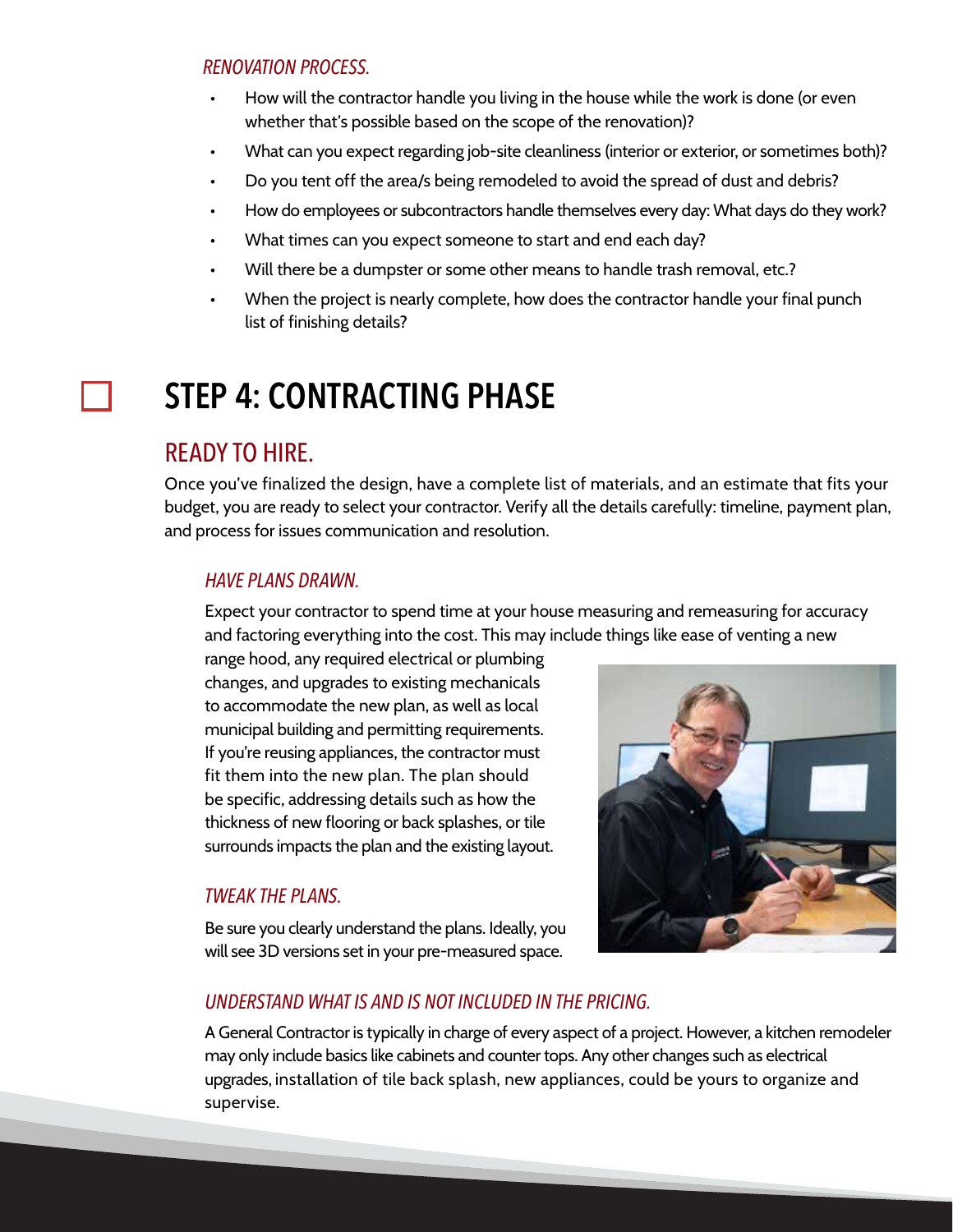### *RENOVATION PROCESS.*

- How will the contractor handle you living in the house while the work is done (or even whether that's possible based on the scope of the renovation)?
- What can you expect regarding job-site cleanliness (interior or exterior, or sometimes both)?
- Do you tent off the area/s being remodeled to avoid the spread of dust and debris?
- How do employees or subcontractors handle themselves every day: What days do they work?
- What times can you expect someone to start and end each day?
- Will there be a dumpster or some other means to handle trash removal, etc.?
- When the project is nearly complete, how does the contractor handle your final punch list of finishing details?

# STEP 4: CONTRACTING PHASE

## READY TO HIRE.

Once you've finalized the design, have a complete list of materials, and an estimate that fits your budget, you are ready to select your contractor. Verify all the details carefully: timeline, payment plan, and process for issues communication and resolution.

### *HAVE PLANS DRAWN.*

Expect your contractor to spend time at your house measuring and remeasuring for accuracy and factoring everything into the cost. This may include things like ease of venting a new range hood, any required electrical or plumbing changes, and upgrades to existing mechanicals to accommodate the new plan, as well as local municipal building and permitting requirements. If you're reusing appliances, the contractor must fit them into the new plan. The plan should be specific, addressing details such as how the thickness of new flooring or back splashes, or tile surrounds impacts the plan and the existing layout.

### *TWEAK THE PLANS.*

Be sure you clearly understand the plans. Ideally, you will see 3D versions set in your pre-measured space.

### *UNDERSTAND WHAT IS AND IS NOT INCLUDED IN THE PRICING.*

A General Contractor is typically in charge of every aspect of a project. However, a kitchen remodeler may only include basics like cabinets and counter tops. Any other changes such as electrical upgrades, installation of tile back splash, new appliances, could be yours to organize and supervise.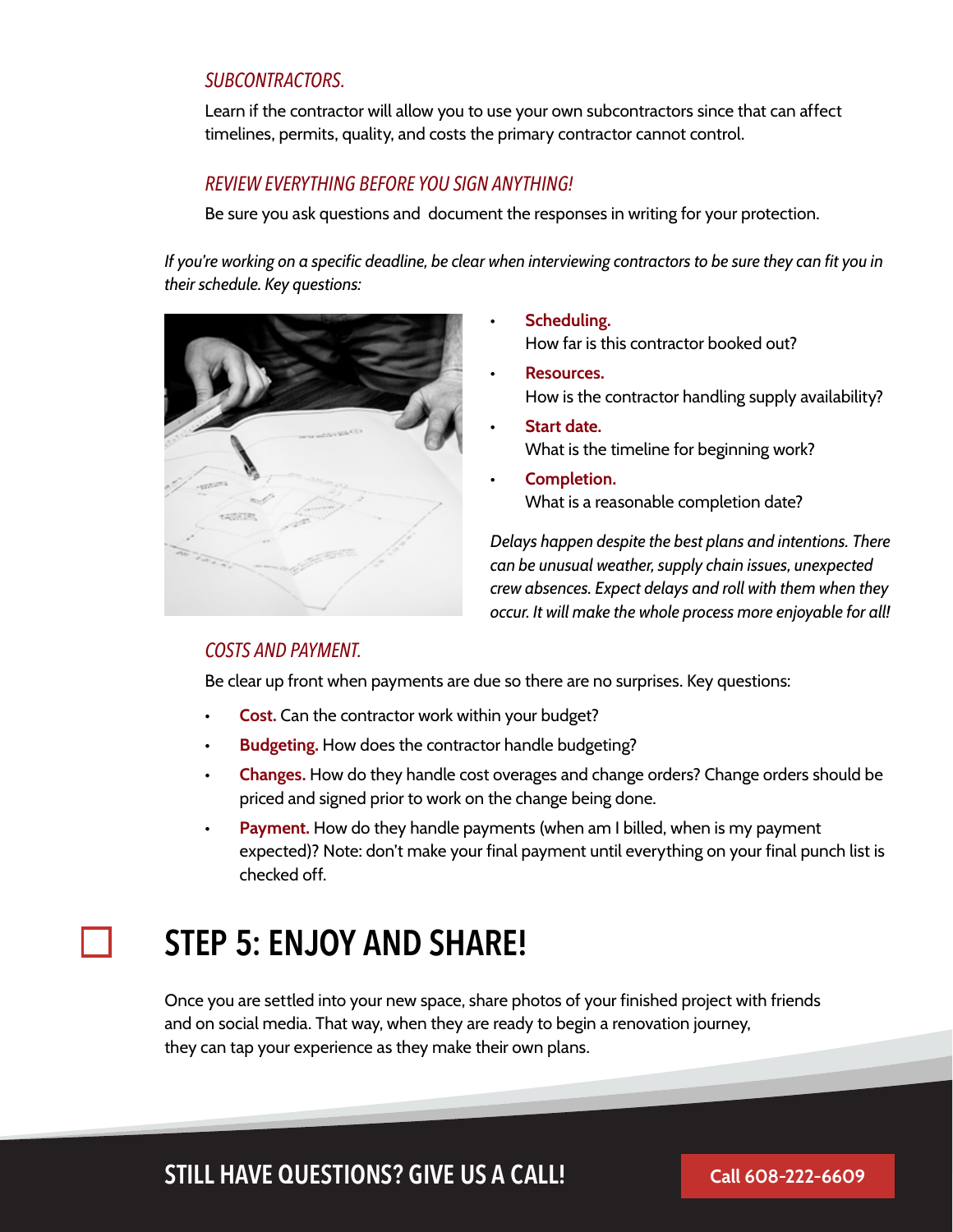### *SUBCONTRACTORS.*

Learn if the contractor will allow you to use your own subcontractors since that can affect timelines, permits, quality, and costs the primary contractor cannot control.

### *REVIEW EVERYTHING BEFORE YOU SIGN ANYTHING!*

Be sure you ask questions and document the responses in writing for your protection.

*If you're working on a specific deadline, be clear when interviewing contractors to be sure they can fit you in their schedule. Key questions:*

- **Scheduling.**
  How far is this contractor booked out?
- **Resources.**
  How is the contractor handling supply availability?
- **Start date.**
  What is the timeline for beginning work?
- **Completion.**
  What is a reasonable completion date?

*Delays happen despite the best plans and intentions. There can be unusual weather, supply chain issues, unexpected crew absences. Expect delays and roll with them when they occur. It will make the whole process more enjoyable for all!*

### *COSTS AND PAYMENT.*

Be clear up front when payments are due so there are no surprises. Key questions:

- **Cost.** Can the contractor work within your budget?
- **Budgeting.** How does the contractor handle budgeting?
- **Changes.** How do they handle cost overages and change orders? Change orders should be priced and signed prior to work on the change being done.
- **Payment.** How do they handle payments (when am I billed, when is my payment expected)? Note: don't make your final payment until everything on your final punch list is checked off.

## STEP 5: ENJOY AND SHARE!

Once you are settled into your new space, share photos of your finished project with friends and on social media. That way, when they are ready to begin a renovation journey, they can tap your experience as they make their own plans.

**STILL HAVE QUESTIONS? GIVE US A CALL!**

**Call 608-222-6609**